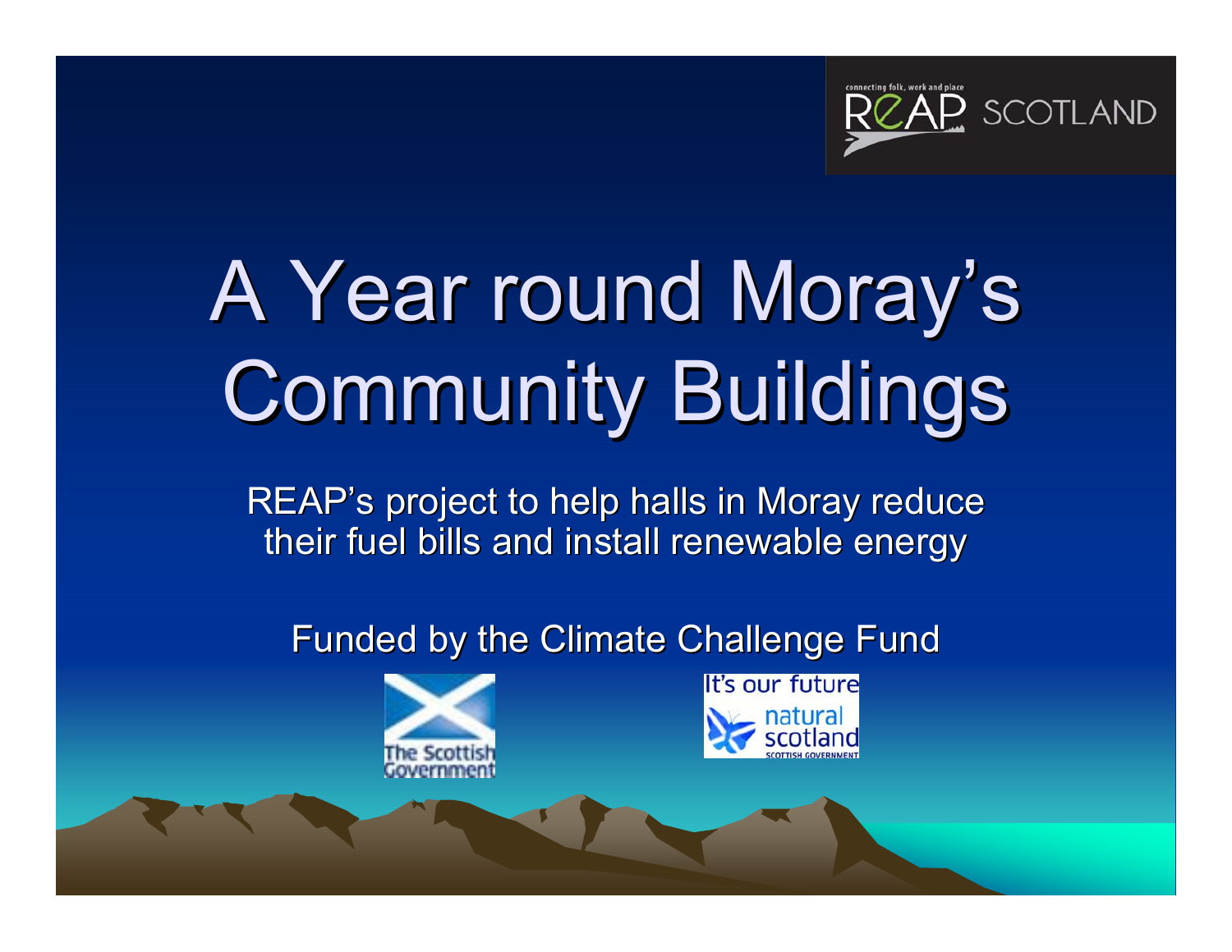# A Year round Moray's Community Buildings

REAP's project to help halls in Moray reduce their fuel bills and install renewable energy

Funded by the Climate Challenge Fund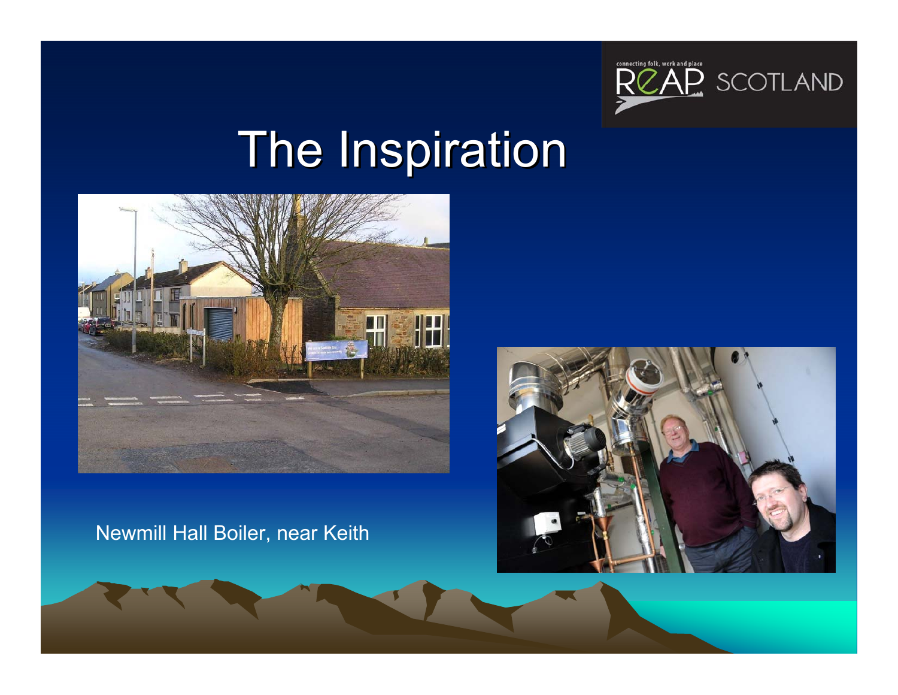# The Inspiration

Newmill Hall Boiler, near Keith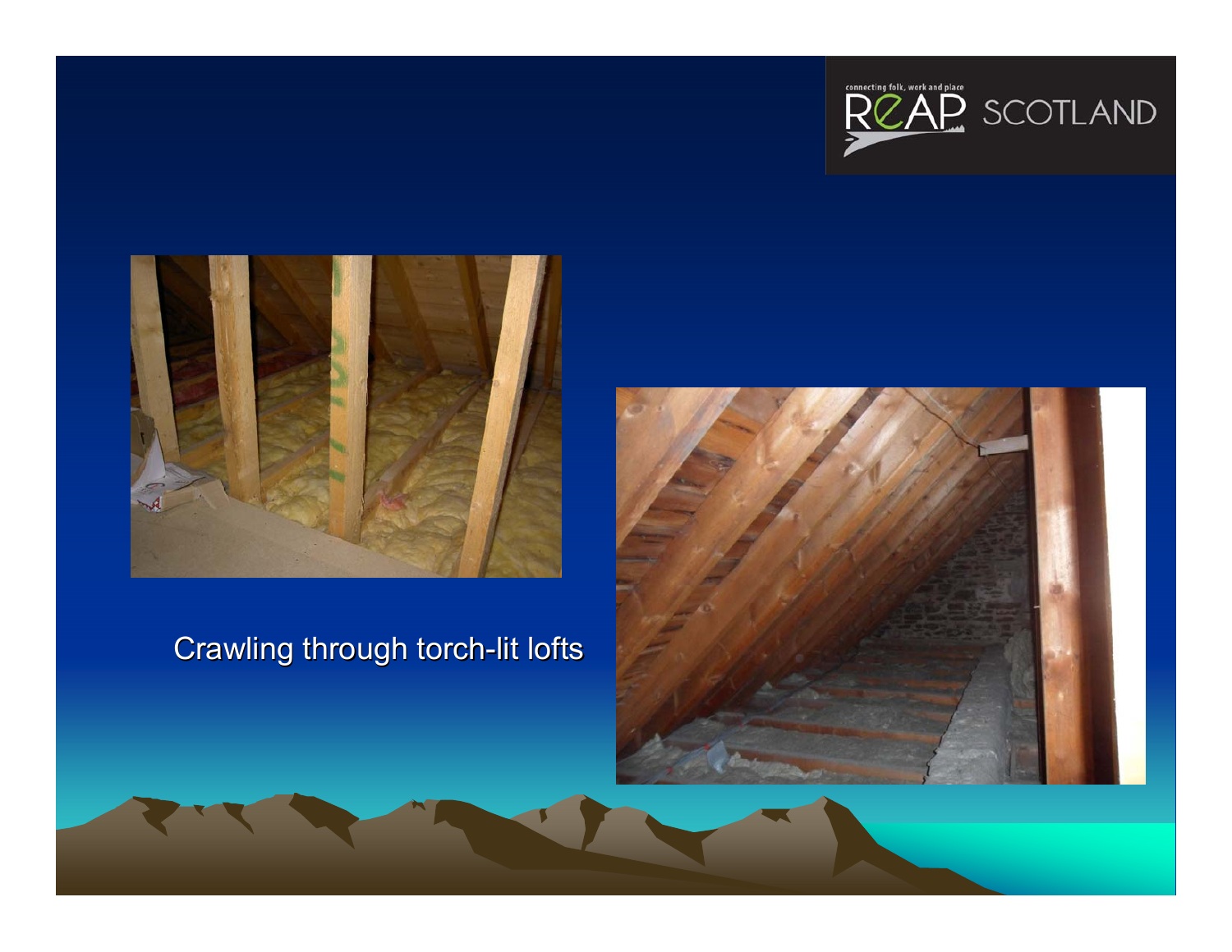Crawling through torch-lit lofts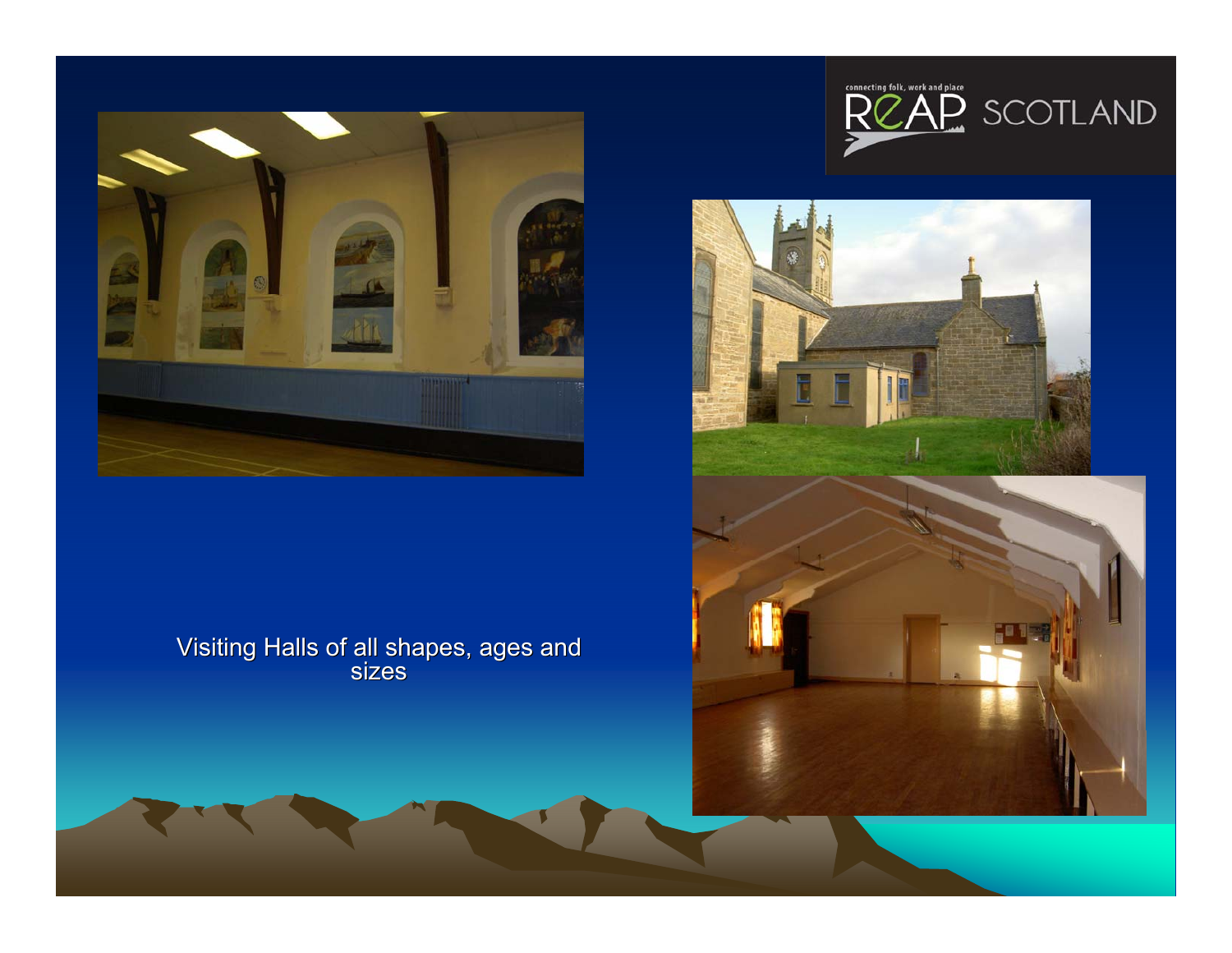Visiting Halls of all shapes, ages and sizes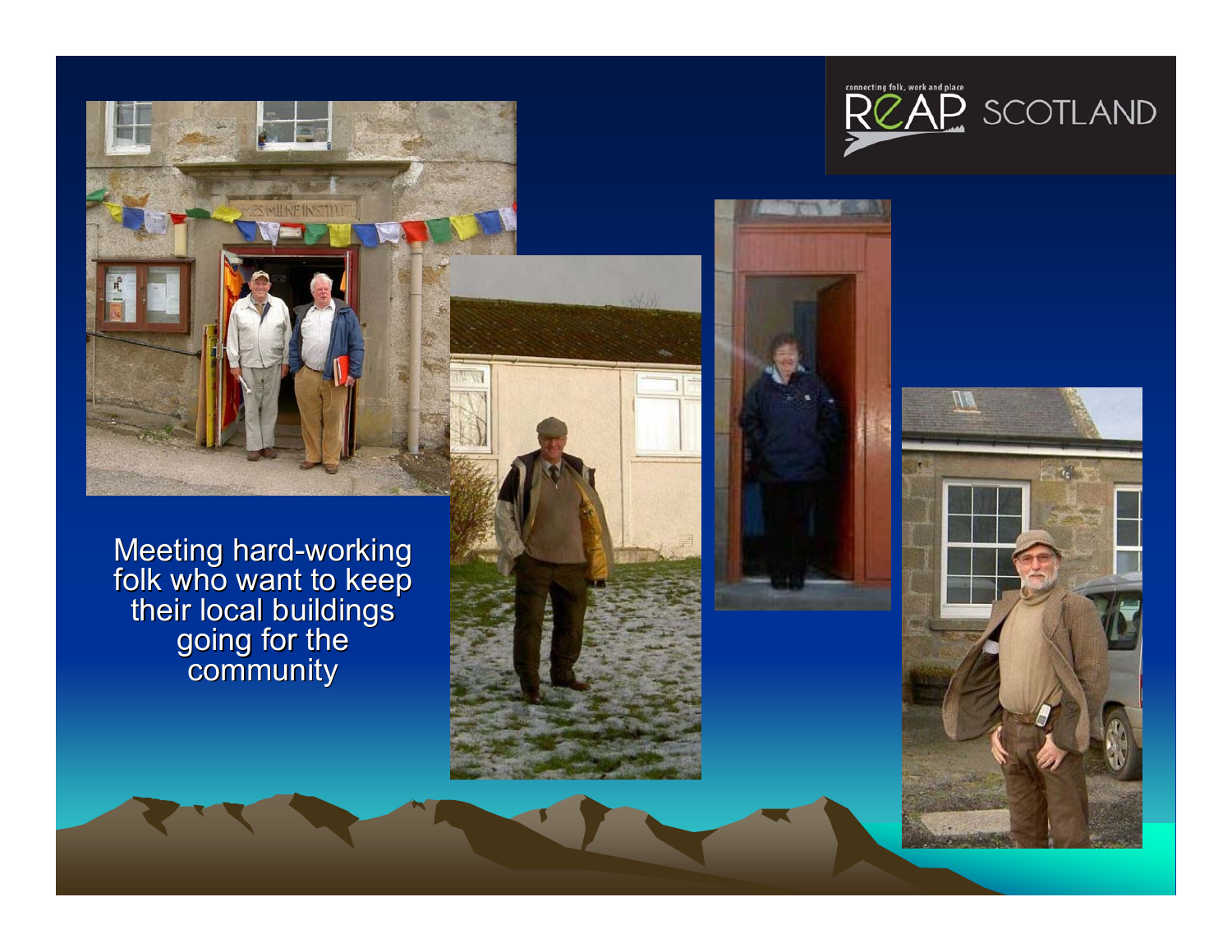Meeting hard-working folk who want to keep their local buildings going for the community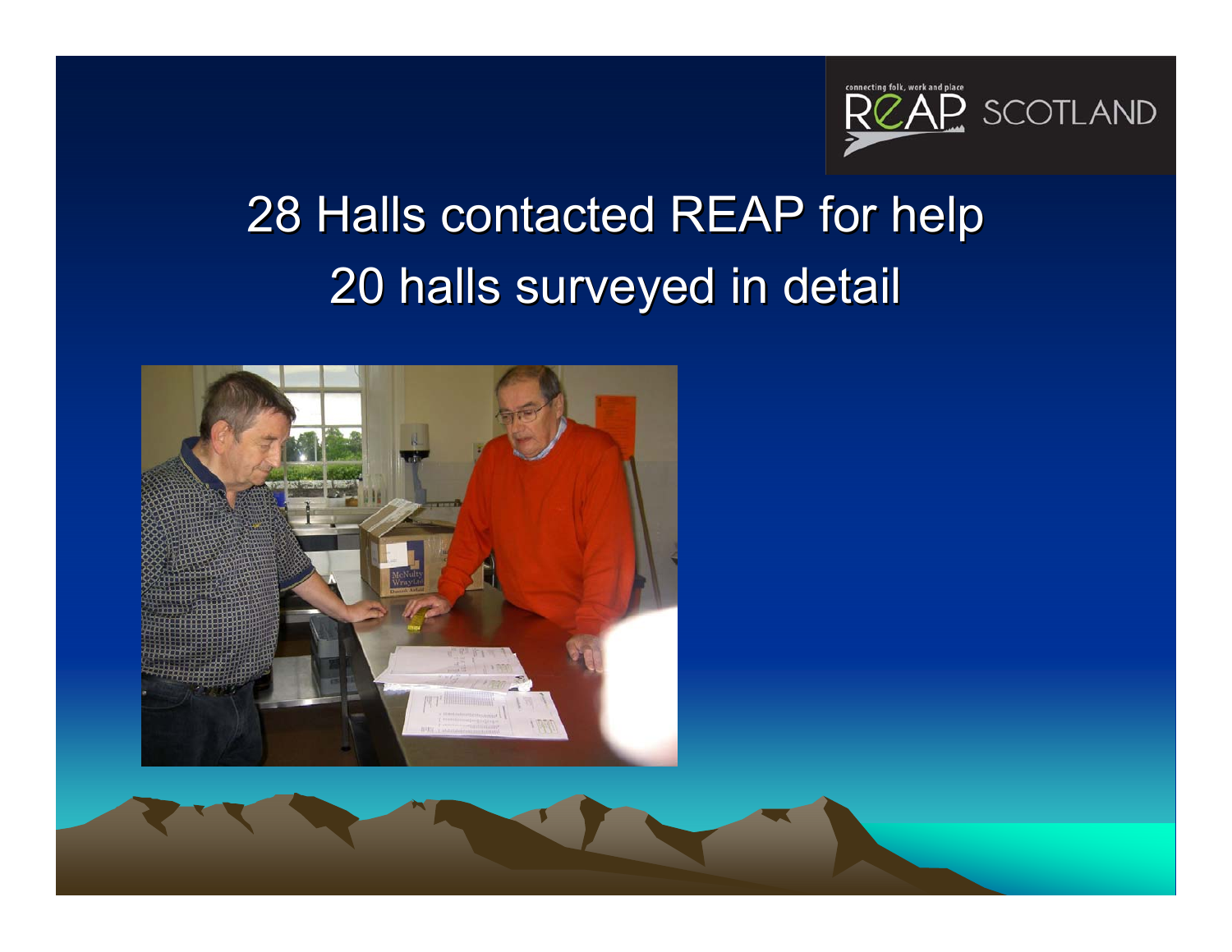# 28 Halls contacted REAP for help
# 20 halls surveyed in detail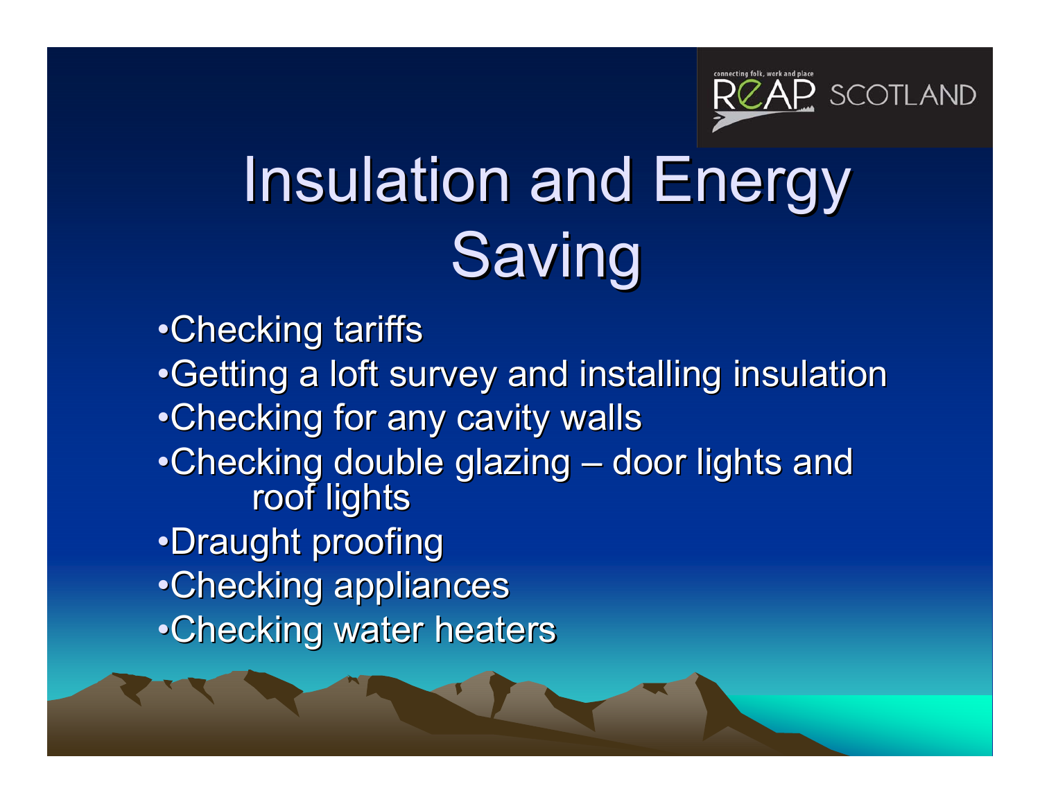# Insulation and Energy Saving

- Checking tariffs
- Getting a loft survey and installing insulation
- Checking for any cavity walls
- Checking double glazing – door lights and roof lights
- Draught proofing
- Checking appliances
- Checking water heaters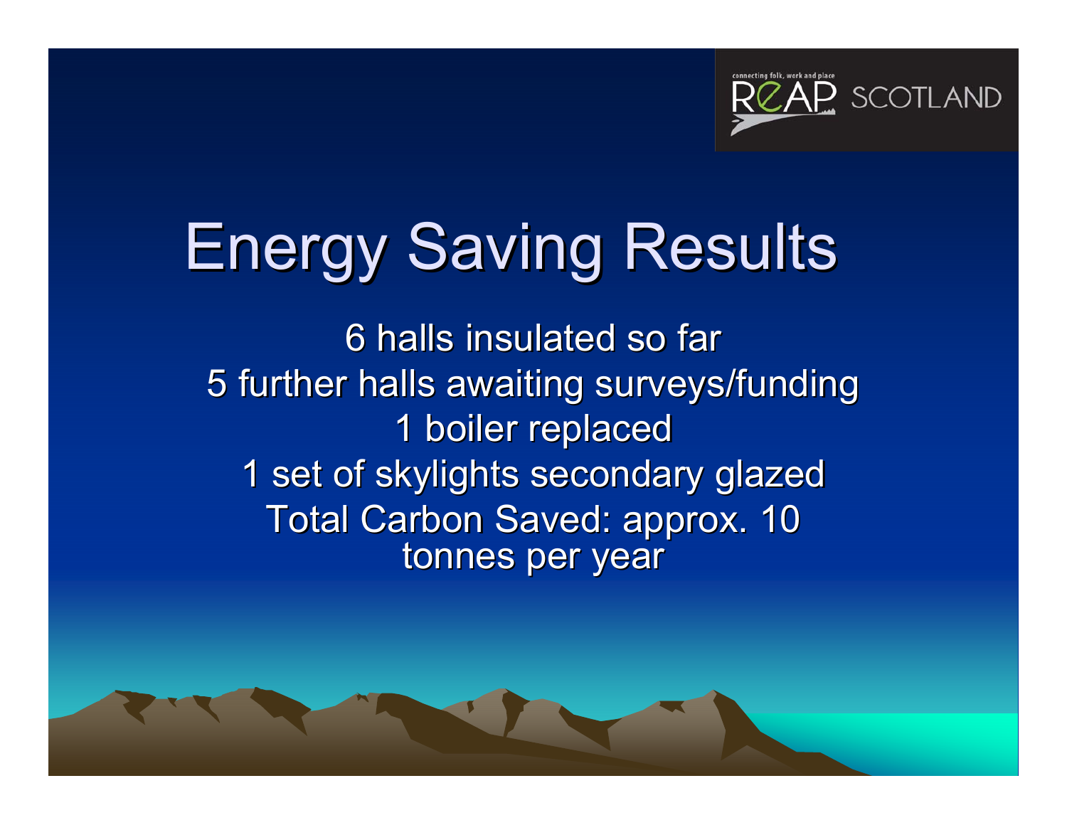# Energy Saving Results

6 halls insulated so far
5 further halls awaiting surveys/funding
1 boiler replaced
1 set of skylights secondary glazed
Total Carbon Saved: approx. 10 tonnes per year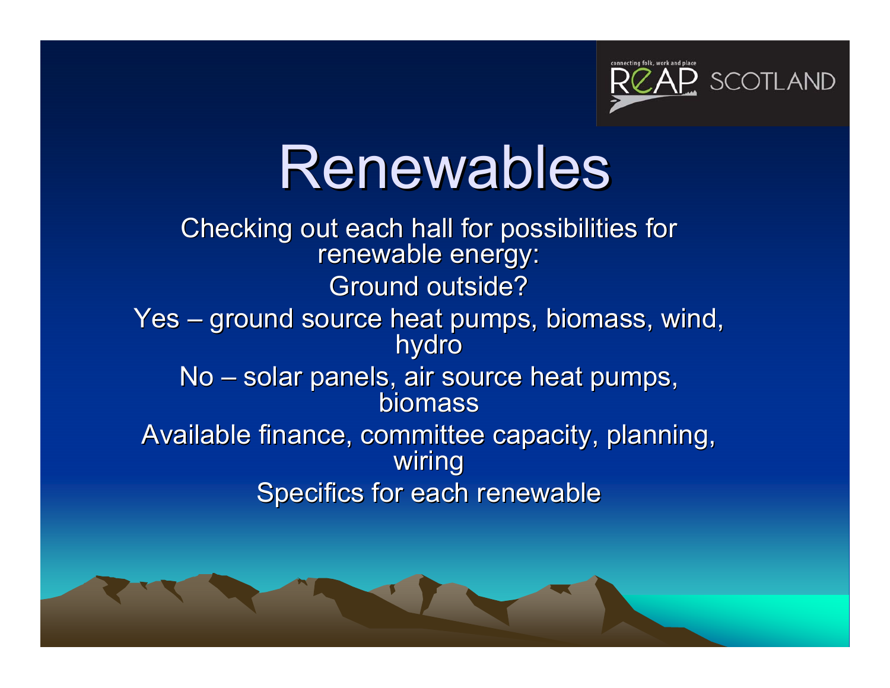# Renewables

Checking out each hall for possibilities for renewable energy:

Ground outside?

Yes – ground source heat pumps, biomass, wind, hydro

No – solar panels, air source heat pumps, biomass

Available finance, committee capacity, planning, wiring

Specifics for each renewable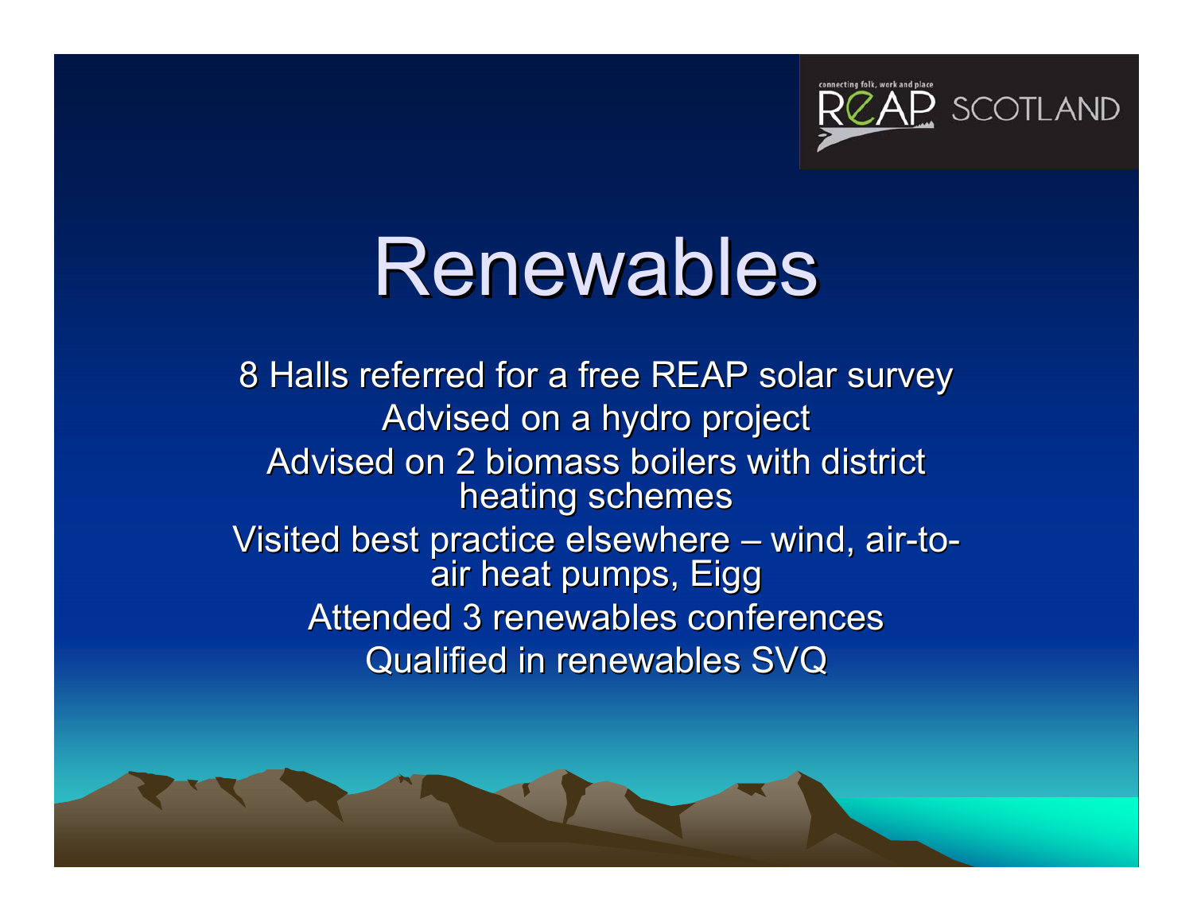# Renewables

8 Halls referred for a free REAP solar survey

Advised on a hydro project

Advised on 2 biomass boilers with district heating schemes

Visited best practice elsewhere – wind, air-to-air heat pumps, Eigg

Attended 3 renewables conferences

Qualified in renewables SVQ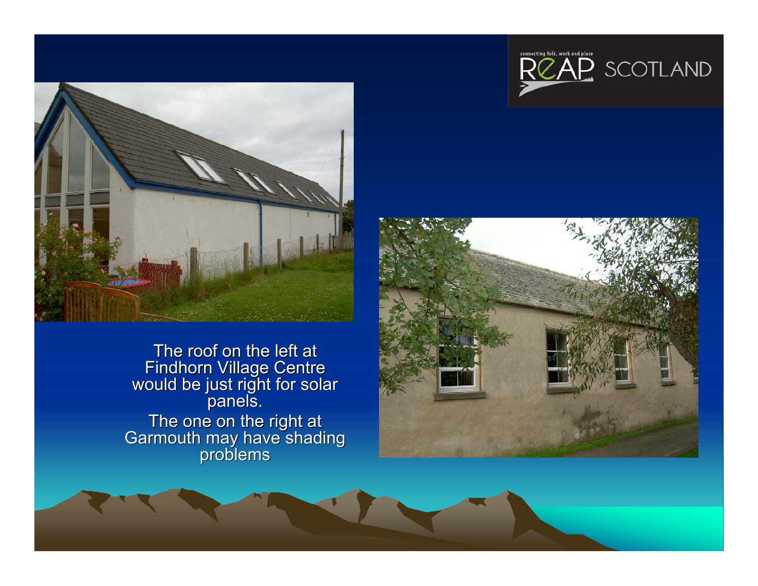The roof on the left at Findhorn Village Centre would be just right for solar panels.

The one on the right at Garmouth may have shading problems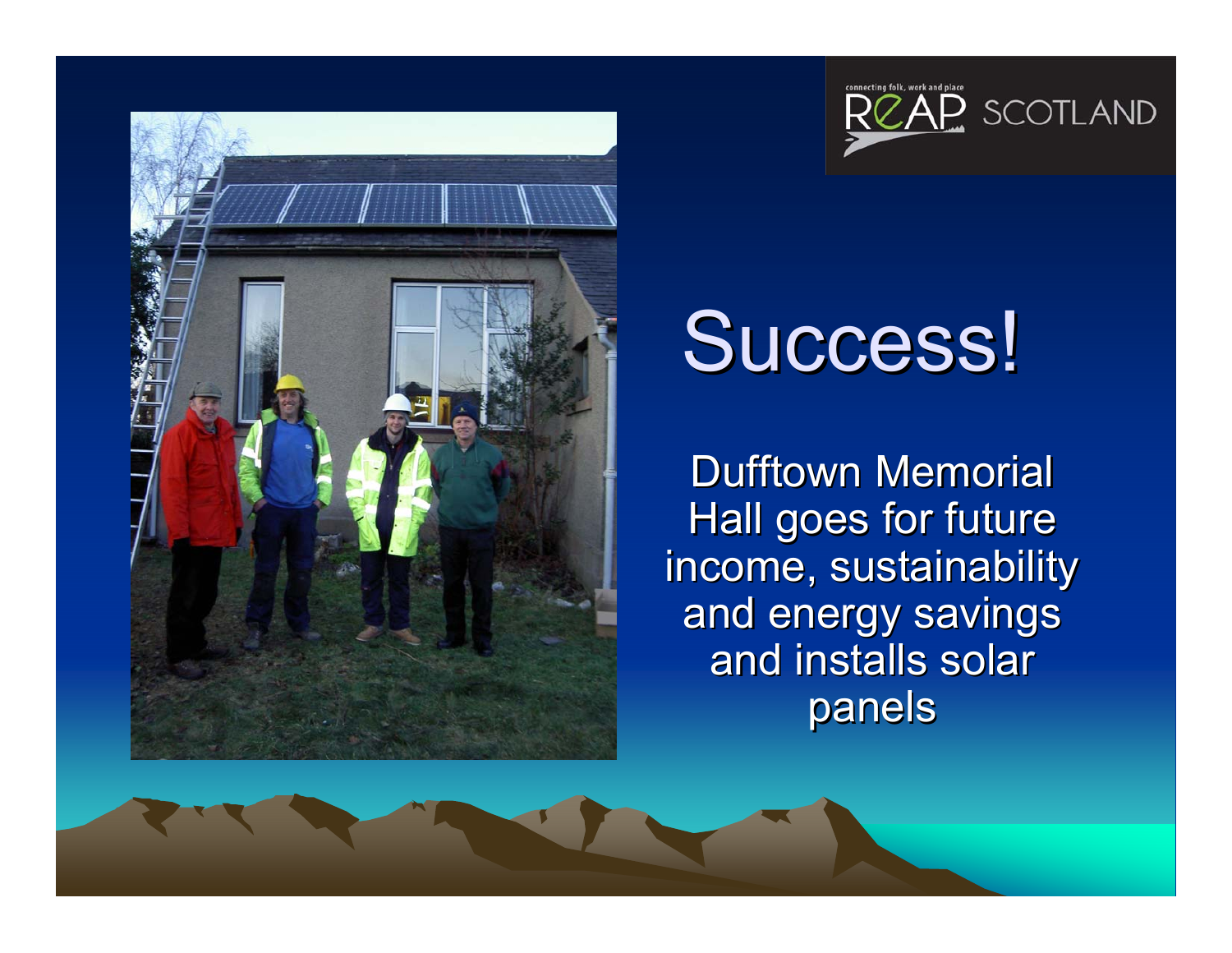# Success!

Dufftown Memorial Hall goes for future income, sustainability and energy savings and installs solar panels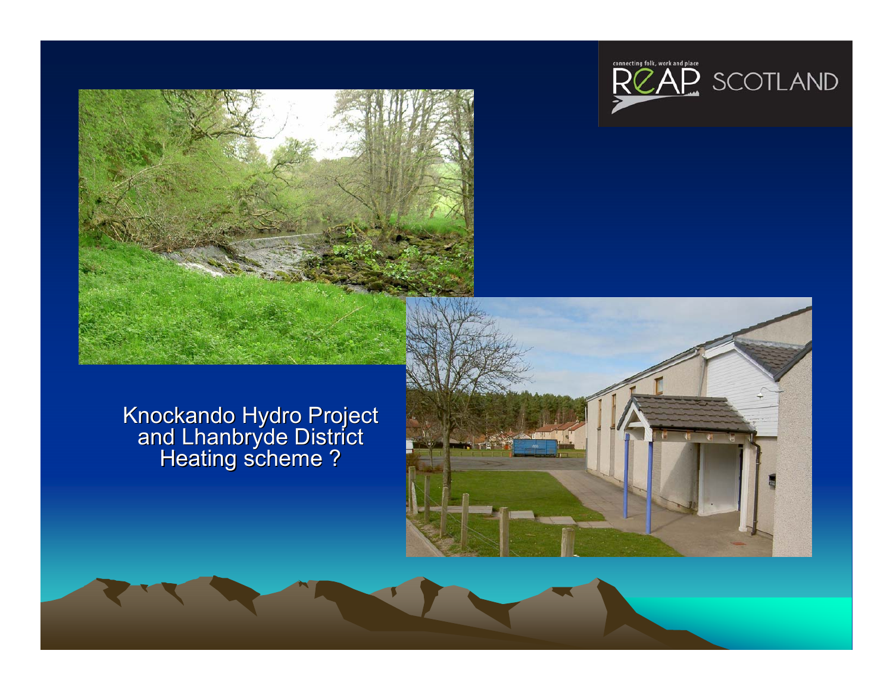Knockando Hydro Project and Lhanbryde District Heating scheme ?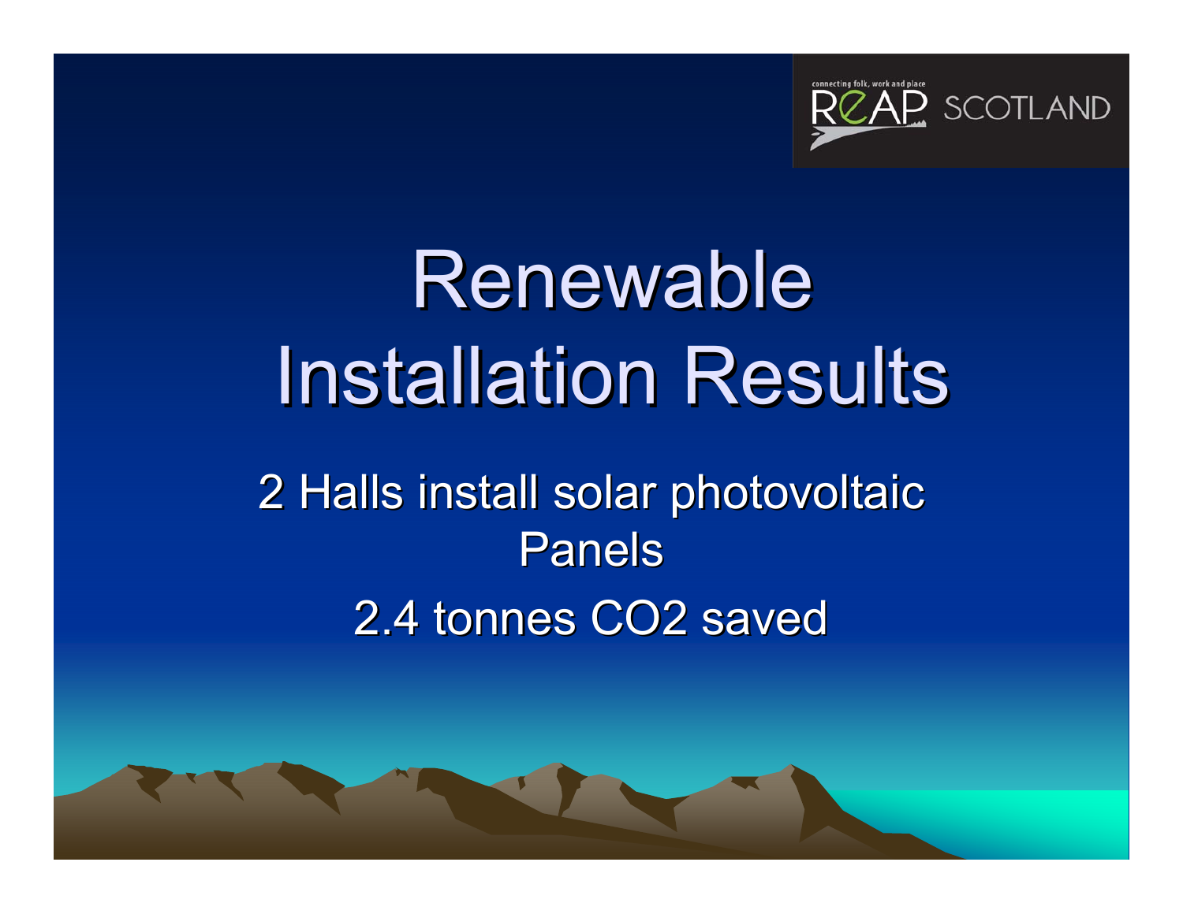# Renewable Installation Results

2 Halls install solar photovoltaic Panels

2.4 tonnes $CO_2$ saved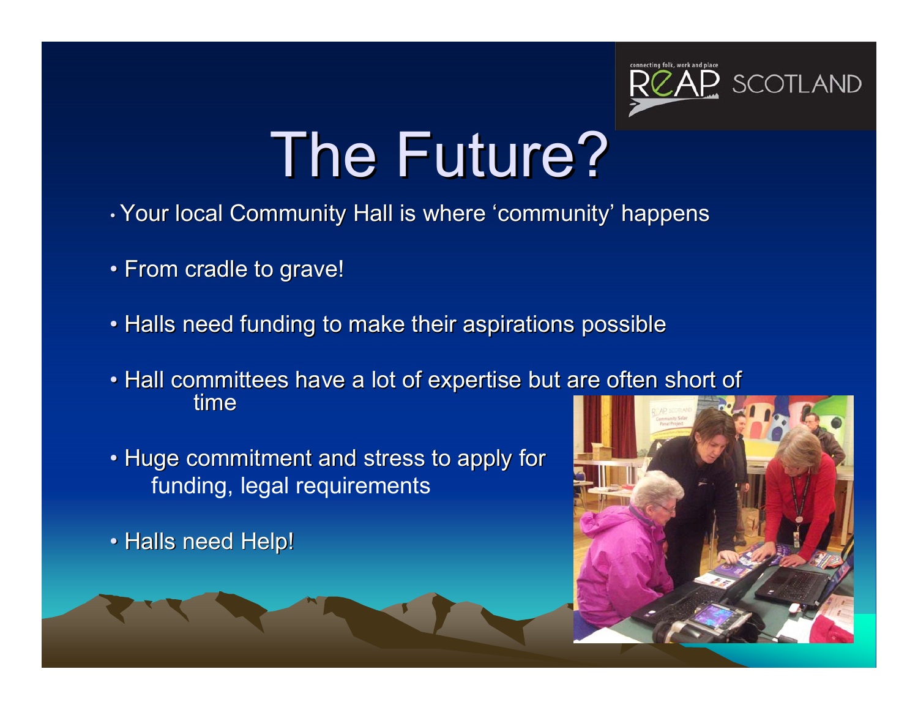# The Future?

- Your local Community Hall is where 'community' happens
- From cradle to grave!
- Halls need funding to make their aspirations possible
- Hall committees have a lot of expertise but are often short of time
- Huge commitment and stress to apply for funding, legal requirements
- Halls need Help!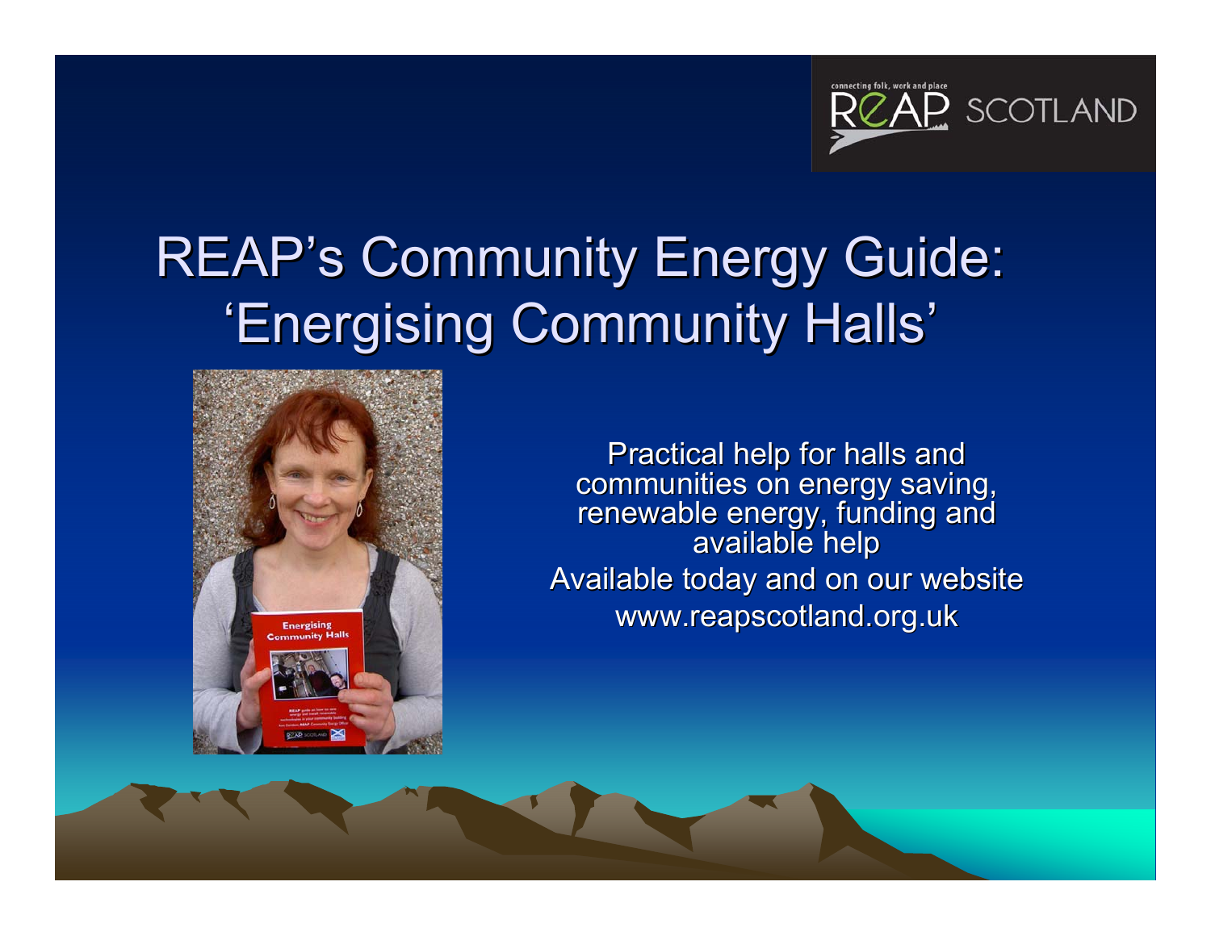# REAP's Community Energy Guide: 'Energising Community Halls'

Practical help for halls and communities on energy saving, renewable energy, funding and available help

Available today and on our website

www.reapscotland.org.uk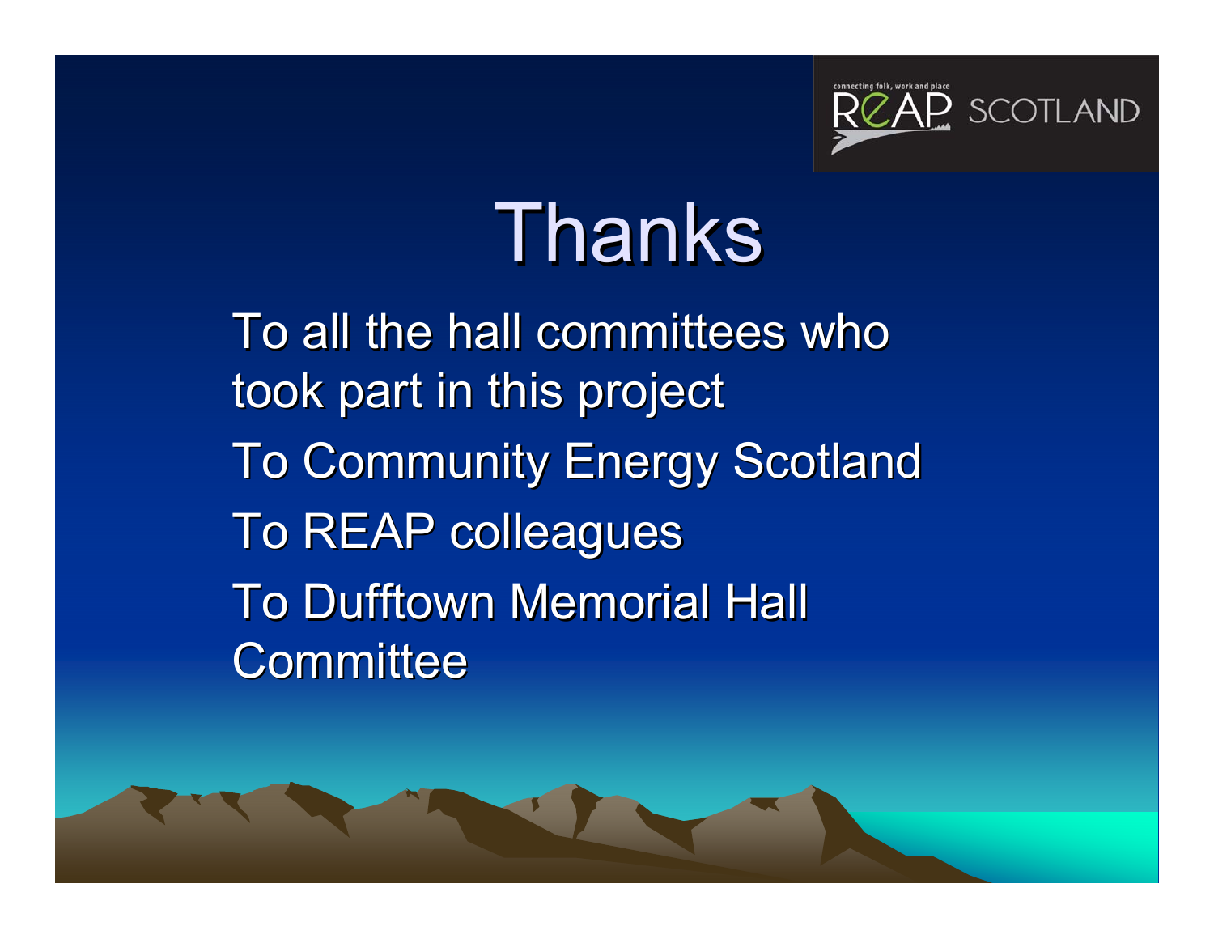# Thanks

To all the hall committees who took part in this project

To Community Energy Scotland

To REAP colleagues

To Dufftown Memorial Hall Committee